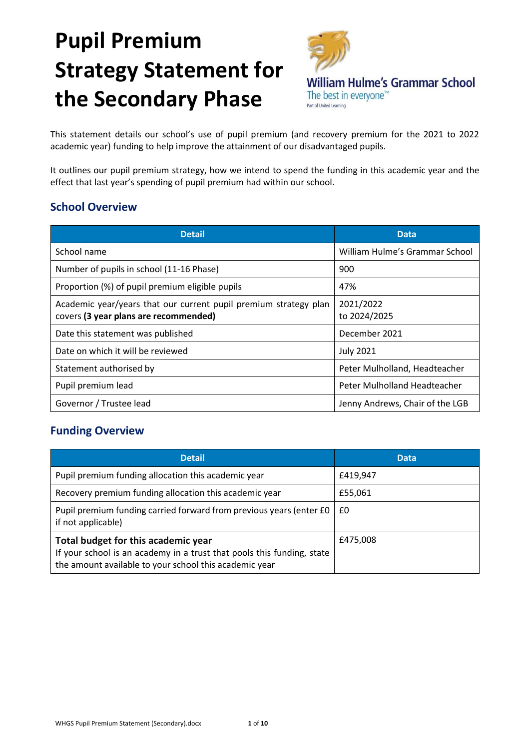# Pupil Premium Strategy Statement for the Secondary Phase

William Hulme's Grammar School
The best in everyone™
Part of United Learning

This statement details our school's use of pupil premium (and recovery premium for the 2021 to 2022 academic year) funding to help improve the attainment of our disadvantaged pupils.

It outlines our pupil premium strategy, how we intend to spend the funding in this academic year and the effect that last year's spending of pupil premium had within our school.

## School Overview

| Detail | Data |
|---|---|
| School name | William Hulme's Grammar School |
| Number of pupils in school (11-16 Phase) | 900 |
| Proportion (%) of pupil premium eligible pupils | 47% |
| Academic year/years that our current pupil premium strategy plan covers **(3 year plans are recommended)** | 2021/2022 to 2024/2025 |
| Date this statement was published | December 2021 |
| Date on which it will be reviewed | July 2021 |
| Statement authorised by | Peter Mulholland, Headteacher |
| Pupil premium lead | Peter Mulholland Headteacher |
| Governor / Trustee lead | Jenny Andrews, Chair of the LGB |

## Funding Overview

| Detail | Data |
|---|---|
| Pupil premium funding allocation this academic year | £419,947 |
| Recovery premium funding allocation this academic year | £55,061 |
| Pupil premium funding carried forward from previous years (enter £0 if not applicable) | £0 |
| **Total budget for this academic year** If your school is an academy in a trust that pools this funding, state the amount available to your school this academic year | £475,008 |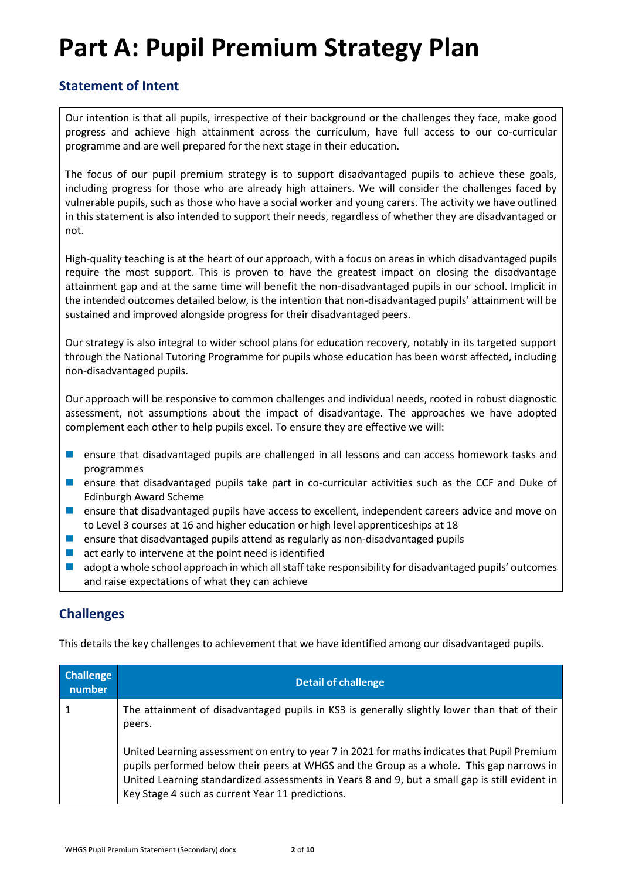# Part A: Pupil Premium Strategy Plan

## Statement of Intent

Our intention is that all pupils, irrespective of their background or the challenges they face, make good progress and achieve high attainment across the curriculum, have full access to our co-curricular programme and are well prepared for the next stage in their education.

The focus of our pupil premium strategy is to support disadvantaged pupils to achieve these goals, including progress for those who are already high attainers. We will consider the challenges faced by vulnerable pupils, such as those who have a social worker and young carers. The activity we have outlined in this statement is also intended to support their needs, regardless of whether they are disadvantaged or not.

High-quality teaching is at the heart of our approach, with a focus on areas in which disadvantaged pupils require the most support. This is proven to have the greatest impact on closing the disadvantage attainment gap and at the same time will benefit the non-disadvantaged pupils in our school. Implicit in the intended outcomes detailed below, is the intention that non-disadvantaged pupils' attainment will be sustained and improved alongside progress for their disadvantaged peers.

Our strategy is also integral to wider school plans for education recovery, notably in its targeted support through the National Tutoring Programme for pupils whose education has been worst affected, including non-disadvantaged pupils.

Our approach will be responsive to common challenges and individual needs, rooted in robust diagnostic assessment, not assumptions about the impact of disadvantage. The approaches we have adopted complement each other to help pupils excel. To ensure they are effective we will:

- ensure that disadvantaged pupils are challenged in all lessons and can access homework tasks and programmes
- ensure that disadvantaged pupils take part in co-curricular activities such as the CCF and Duke of Edinburgh Award Scheme
- ensure that disadvantaged pupils have access to excellent, independent careers advice and move on to Level 3 courses at 16 and higher education or high level apprenticeships at 18
- ensure that disadvantaged pupils attend as regularly as non-disadvantaged pupils
- act early to intervene at the point need is identified
- adopt a whole school approach in which all staff take responsibility for disadvantaged pupils' outcomes and raise expectations of what they can achieve

## Challenges

This details the key challenges to achievement that we have identified among our disadvantaged pupils.

| Challenge number | Detail of challenge |
|---|---|
| 1 | The attainment of disadvantaged pupils in KS3 is generally slightly lower than that of their peers.<br><br>United Learning assessment on entry to year 7 in 2021 for maths indicates that Pupil Premium pupils performed below their peers at WHGS and the Group as a whole. This gap narrows in United Learning standardized assessments in Years 8 and 9, but a small gap is still evident in Key Stage 4 such as current Year 11 predictions. |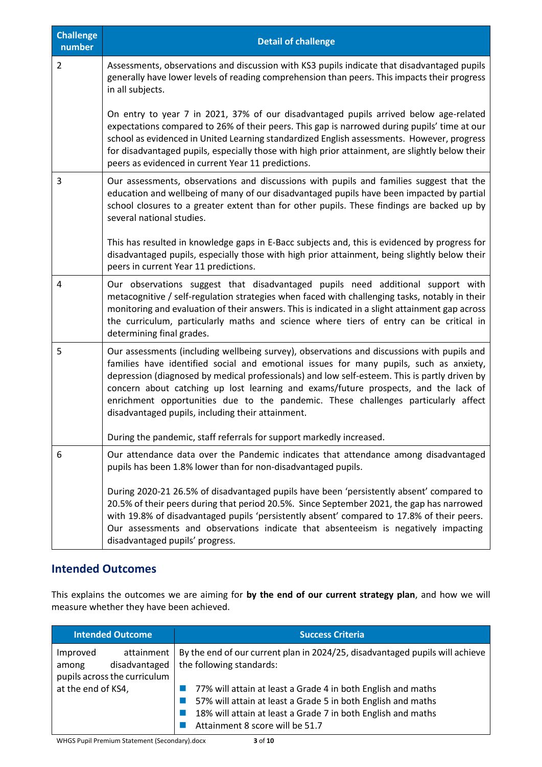| Challenge number | Detail of challenge |
|---|---|
| 2 | Assessments, observations and discussion with KS3 pupils indicate that disadvantaged pupils generally have lower levels of reading comprehension than peers. This impacts their progress in all subjects.<br><br>On entry to year 7 in 2021, 37% of our disadvantaged pupils arrived below age-related expectations compared to 26% of their peers. This gap is narrowed during pupils' time at our school as evidenced in United Learning standardized English assessments. However, progress for disadvantaged pupils, especially those with high prior attainment, are slightly below their peers as evidenced in current Year 11 predictions. |
| 3 | Our assessments, observations and discussions with pupils and families suggest that the education and wellbeing of many of our disadvantaged pupils have been impacted by partial school closures to a greater extent than for other pupils. These findings are backed up by several national studies.<br><br>This has resulted in knowledge gaps in E-Bacc subjects and, this is evidenced by progress for disadvantaged pupils, especially those with high prior attainment, being slightly below their peers in current Year 11 predictions. |
| 4 | Our observations suggest that disadvantaged pupils need additional support with metacognitive / self-regulation strategies when faced with challenging tasks, notably in their monitoring and evaluation of their answers. This is indicated in a slight attainment gap across the curriculum, particularly maths and science where tiers of entry can be critical in determining final grades. |
| 5 | Our assessments (including wellbeing survey), observations and discussions with pupils and families have identified social and emotional issues for many pupils, such as anxiety, depression (diagnosed by medical professionals) and low self-esteem. This is partly driven by concern about catching up lost learning and exams/future prospects, and the lack of enrichment opportunities due to the pandemic. These challenges particularly affect disadvantaged pupils, including their attainment.<br><br>During the pandemic, staff referrals for support markedly increased. |
| 6 | Our attendance data over the Pandemic indicates that attendance among disadvantaged pupils has been 1.8% lower than for non-disadvantaged pupils.<br><br>During 2020-21 26.5% of disadvantaged pupils have been 'persistently absent' compared to 20.5% of their peers during that period 20.5%. Since September 2021, the gap has narrowed with 19.8% of disadvantaged pupils 'persistently absent' compared to 17.8% of their peers. Our assessments and observations indicate that absenteeism is negatively impacting disadvantaged pupils' progress. |

## Intended Outcomes

This explains the outcomes we are aiming for **by the end of our current strategy plan**, and how we will measure whether they have been achieved.

| Intended Outcome | Success Criteria |
|---|---|
| Improved attainment among disadvantaged pupils across the curriculum at the end of KS4, | By the end of our current plan in 2024/25, disadvantaged pupils will achieve the following standards:<br><br>- 77% will attain at least a Grade 4 in both English and maths<br>- 57% will attain at least a Grade 5 in both English and maths<br>- 18% will attain at least a Grade 7 in both English and maths<br>- Attainment 8 score will be 51.7 |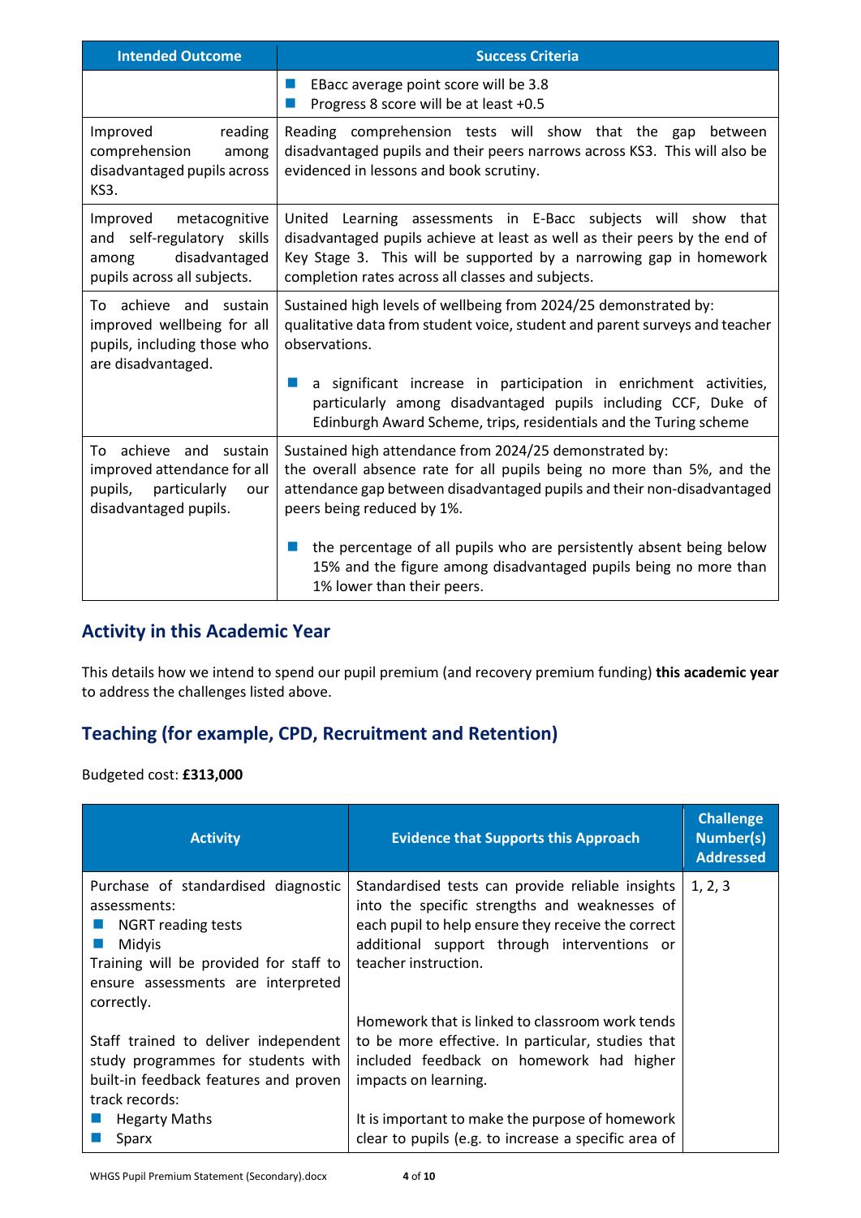| Intended Outcome | Success Criteria |
| --- | --- |
| | ■ EBacc average point score will be 3.8<br>■ Progress 8 score will be at least +0.5 |
| Improved reading comprehension among disadvantaged pupils across KS3. | Reading comprehension tests will show that the gap between disadvantaged pupils and their peers narrows across KS3. This will also be evidenced in lessons and book scrutiny. |
| Improved metacognitive and self-regulatory skills among disadvantaged pupils across all subjects. | United Learning assessments in E-Bacc subjects will show that disadvantaged pupils achieve at least as well as their peers by the end of Key Stage 3. This will be supported by a narrowing gap in homework completion rates across all classes and subjects. |
| To achieve and sustain improved wellbeing for all pupils, including those who are disadvantaged. | Sustained high levels of wellbeing from 2024/25 demonstrated by: qualitative data from student voice, student and parent surveys and teacher observations.<br><br>■ a significant increase in participation in enrichment activities, particularly among disadvantaged pupils including CCF, Duke of Edinburgh Award Scheme, trips, residentials and the Turing scheme |
| To achieve and sustain improved attendance for all pupils, particularly our disadvantaged pupils. | Sustained high attendance from 2024/25 demonstrated by: the overall absence rate for all pupils being no more than 5%, and the attendance gap between disadvantaged pupils and their non-disadvantaged peers being reduced by 1%.<br><br>■ the percentage of all pupils who are persistently absent being below 15% and the figure among disadvantaged pupils being no more than 1% lower than their peers. |

## Activity in this Academic Year

This details how we intend to spend our pupil premium (and recovery premium funding) **this academic year** to address the challenges listed above.

## Teaching (for example, CPD, Recruitment and Retention)

Budgeted cost: **£313,000**

| Activity | Evidence that Supports this Approach | Challenge Number(s) Addressed |
| --- | --- | --- |
| Purchase of standardised diagnostic assessments:<br>■ NGRT reading tests<br>■ Midyis<br>Training will be provided for staff to ensure assessments are interpreted correctly.<br><br>Staff trained to deliver independent study programmes for students with built-in feedback features and proven track records:<br>■ Hegarty Maths<br>■ Sparx | Standardised tests can provide reliable insights into the specific strengths and weaknesses of each pupil to help ensure they receive the correct additional support through interventions or teacher instruction.<br><br>Homework that is linked to classroom work tends to be more effective. In particular, studies that included feedback on homework had higher impacts on learning.<br><br>It is important to make the purpose of homework clear to pupils (e.g. to increase a specific area of | 1, 2, 3 |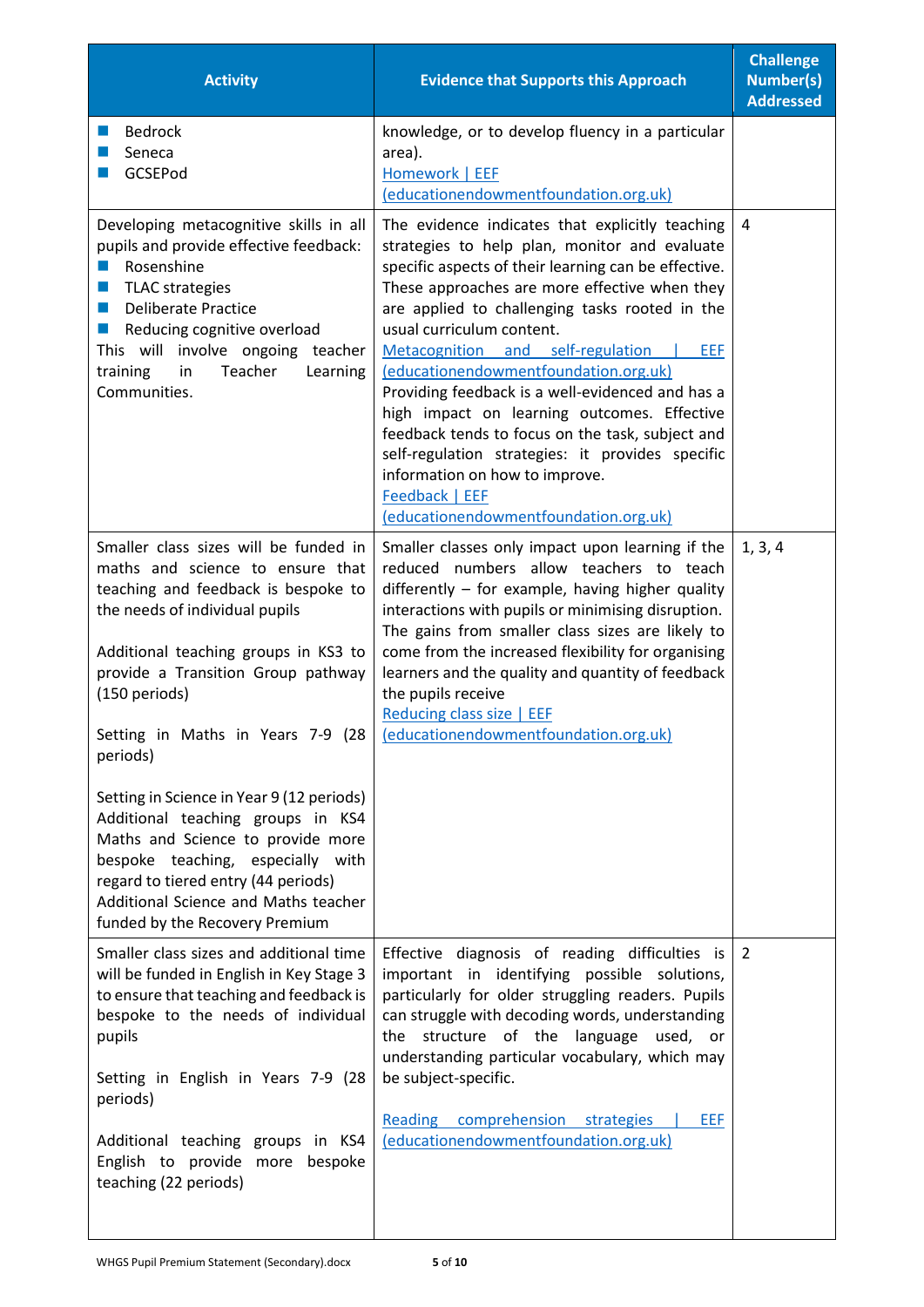| Activity | Evidence that Supports this Approach | Challenge Number(s) Addressed |
| --- | --- | --- |
| ■ Bedrock<br>■ Seneca<br>■ GCSEPod | knowledge, or to develop fluency in a particular area).<br>Homework \| EEF (educationendowmentfoundation.org.uk) | |
| Developing metacognitive skills in all pupils and provide effective feedback:<br>■ Rosenshine<br>■ TLAC strategies<br>■ Deliberate Practice<br>■ Reducing cognitive overload<br>This will involve ongoing teacher training in Teacher Learning Communities. | The evidence indicates that explicitly teaching strategies to help plan, monitor and evaluate specific aspects of their learning can be effective. These approaches are more effective when they are applied to challenging tasks rooted in the usual curriculum content.<br>Metacognition and self-regulation \| EEF (educationendowmentfoundation.org.uk)<br>Providing feedback is a well-evidenced and has a high impact on learning outcomes. Effective feedback tends to focus on the task, subject and self-regulation strategies: it provides specific information on how to improve.<br>Feedback \| EEF (educationendowmentfoundation.org.uk) | 4 |
| Smaller class sizes will be funded in maths and science to ensure that teaching and feedback is bespoke to the needs of individual pupils<br><br>Additional teaching groups in KS3 to provide a Transition Group pathway (150 periods)<br><br>Setting in Maths in Years 7-9 (28 periods)<br><br>Setting in Science in Year 9 (12 periods)<br>Additional teaching groups in KS4 Maths and Science to provide more bespoke teaching, especially with regard to tiered entry (44 periods)<br>Additional Science and Maths teacher funded by the Recovery Premium | Smaller classes only impact upon learning if the reduced numbers allow teachers to teach differently – for example, having higher quality interactions with pupils or minimising disruption. The gains from smaller class sizes are likely to come from the increased flexibility for organising learners and the quality and quantity of feedback the pupils receive<br>Reducing class size \| EEF (educationendowmentfoundation.org.uk) | 1, 3, 4 |
| Smaller class sizes and additional time will be funded in English in Key Stage 3 to ensure that teaching and feedback is bespoke to the needs of individual pupils<br><br>Setting in English in Years 7-9 (28 periods)<br><br>Additional teaching groups in KS4 English to provide more bespoke teaching (22 periods) | Effective diagnosis of reading difficulties is important in identifying possible solutions, particularly for older struggling readers. Pupils can struggle with decoding words, understanding the structure of the language used, or understanding particular vocabulary, which may be subject-specific.<br><br>Reading comprehension strategies \| EEF (educationendowmentfoundation.org.uk) | 2 |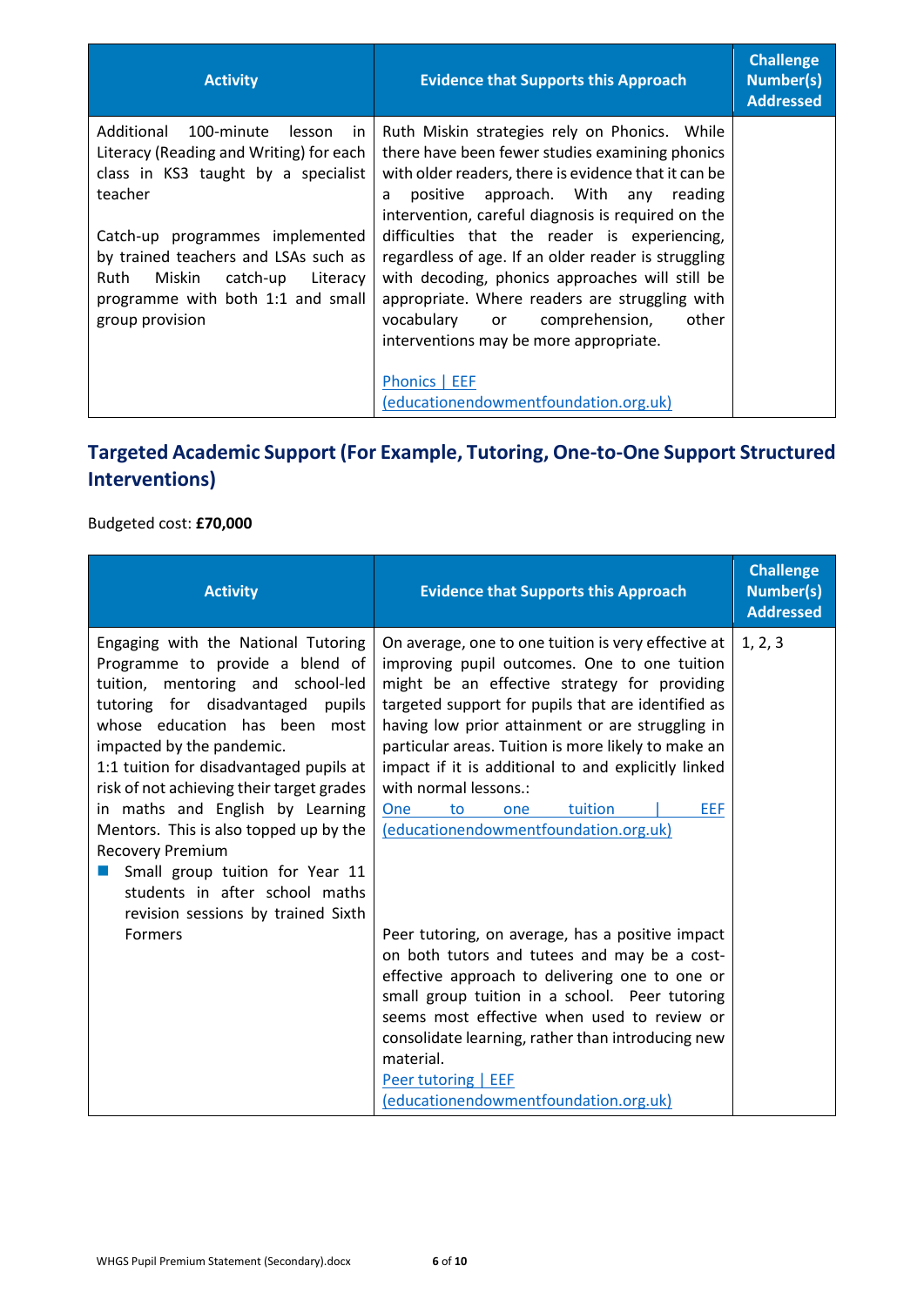| Activity | Evidence that Supports this Approach | Challenge Number(s) Addressed |
|---|---|---|
| Additional 100-minute lesson in Literacy (Reading and Writing) for each class in KS3 taught by a specialist teacher<br><br>Catch-up programmes implemented by trained teachers and LSAs such as Ruth Miskin catch-up Literacy programme with both 1:1 and small group provision | Ruth Miskin strategies rely on Phonics. While there have been fewer studies examining phonics with older readers, there is evidence that it can be a positive approach. With any reading intervention, careful diagnosis is required on the difficulties that the reader is experiencing, regardless of age. If an older reader is struggling with decoding, phonics approaches will still be appropriate. Where readers are struggling with vocabulary or comprehension, other interventions may be more appropriate.<br><br>Phonics \| EEF (educationendowmentfoundation.org.uk) | |

## Targeted Academic Support (For Example, Tutoring, One-to-One Support Structured Interventions)

Budgeted cost: **£70,000**

| Activity | Evidence that Supports this Approach | Challenge Number(s) Addressed |
|---|---|---|
| Engaging with the National Tutoring Programme to provide a blend of tuition, mentoring and school-led tutoring for disadvantaged pupils whose education has been most impacted by the pandemic.<br>1:1 tuition for disadvantaged pupils at risk of not achieving their target grades in maths and English by Learning Mentors. This is also topped up by the Recovery Premium<br>- Small group tuition for Year 11 students in after school maths revision sessions by trained Sixth Formers | On average, one to one tuition is very effective at improving pupil outcomes. One to one tuition might be an effective strategy for providing targeted support for pupils that are identified as having low prior attainment or are struggling in particular areas. Tuition is more likely to make an impact if it is additional to and explicitly linked with normal lessons.:<br>One to one tuition \| EEF (educationendowmentfoundation.org.uk)<br><br>Peer tutoring, on average, has a positive impact on both tutors and tutees and may be a cost-effective approach to delivering one to one or small group tuition in a school. Peer tutoring seems most effective when used to review or consolidate learning, rather than introducing new material.<br>Peer tutoring \| EEF (educationendowmentfoundation.org.uk) | 1, 2, 3 |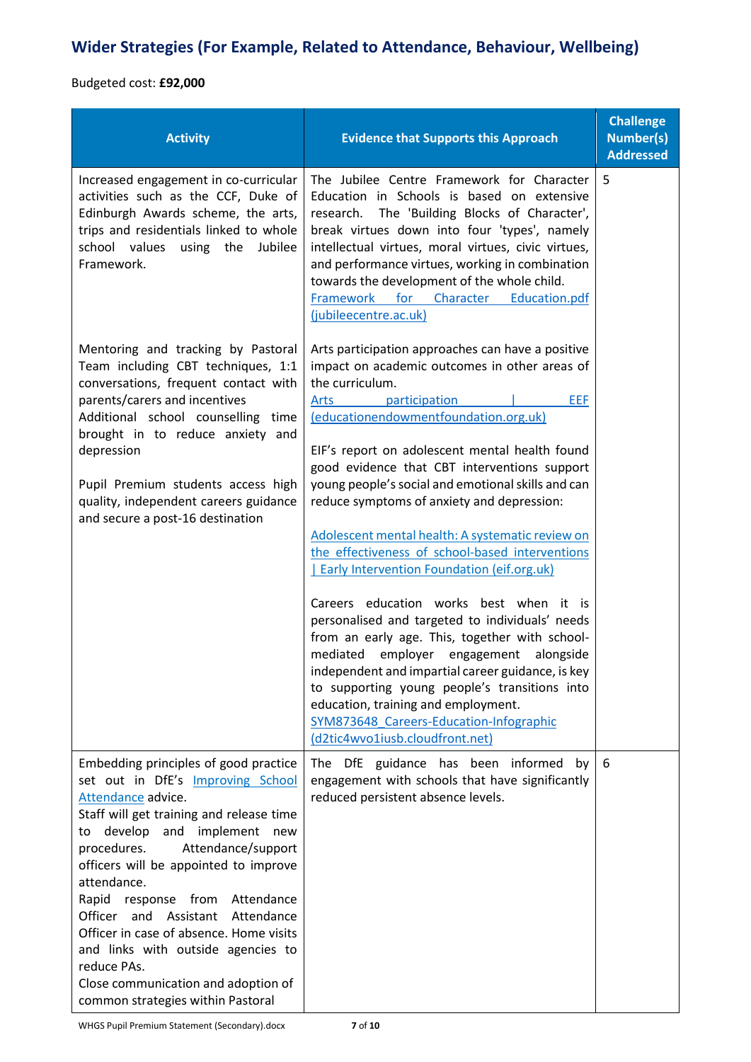## Wider Strategies (For Example, Related to Attendance, Behaviour, Wellbeing)

Budgeted cost: **£92,000**

| Activity | Evidence that Supports this Approach | Challenge Number(s) Addressed |
|---|---|---|
| Increased engagement in co-curricular activities such as the CCF, Duke of Edinburgh Awards scheme, the arts, trips and residentials linked to whole school values using the Jubilee Framework.<br><br>Mentoring and tracking by Pastoral Team including CBT techniques, 1:1 conversations, frequent contact with parents/carers and incentives<br>Additional school counselling time brought in to reduce anxiety and depression<br><br>Pupil Premium students access high quality, independent careers guidance and secure a post-16 destination | The Jubilee Centre Framework for Character Education in Schools is based on extensive research. The 'Building Blocks of Character', break virtues down into four 'types', namely intellectual virtues, moral virtues, civic virtues, and performance virtues, working in combination towards the development of the whole child.<br>Framework for Character Education.pdf (jubileecentre.ac.uk)<br><br>Arts participation approaches can have a positive impact on academic outcomes in other areas of the curriculum.<br>Arts participation \| EEF (educationendowmentfoundation.org.uk)<br><br>EIF's report on adolescent mental health found good evidence that CBT interventions support young people's social and emotional skills and can reduce symptoms of anxiety and depression:<br><br>Adolescent mental health: A systematic review on the effectiveness of school-based interventions \| Early Intervention Foundation (eif.org.uk)<br><br>Careers education works best when it is personalised and targeted to individuals' needs from an early age. This, together with school-mediated employer engagement alongside independent and impartial career guidance, is key to supporting young people's transitions into education, training and employment.<br>SYM873648_Careers-Education-Infographic (d2tic4wvo1iusb.cloudfront.net) | 5 |
| Embedding principles of good practice set out in DfE's Improving School Attendance advice.<br>Staff will get training and release time to develop and implement new procedures. Attendance/support officers will be appointed to improve attendance.<br>Rapid response from Attendance Officer and Assistant Attendance Officer in case of absence. Home visits and links with outside agencies to reduce PAs.<br>Close communication and adoption of common strategies within Pastoral | The DfE guidance has been informed by engagement with schools that have significantly reduced persistent absence levels. | 6 |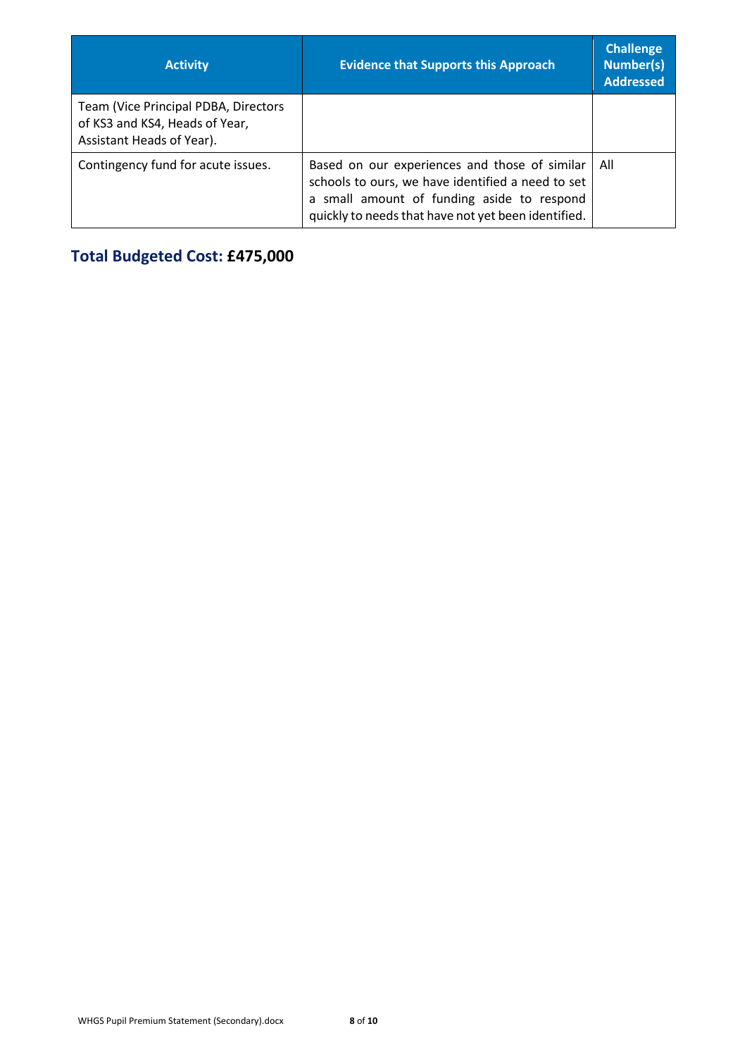| Activity | Evidence that Supports this Approach | Challenge Number(s) Addressed |
|---|---|---|
| Team (Vice Principal PDBA, Directors of KS3 and KS4, Heads of Year, Assistant Heads of Year). | | |
| Contingency fund for acute issues. | Based on our experiences and those of similar schools to ours, we have identified a need to set a small amount of funding aside to respond quickly to needs that have not yet been identified. | All |

## Total Budgeted Cost: **£475,000**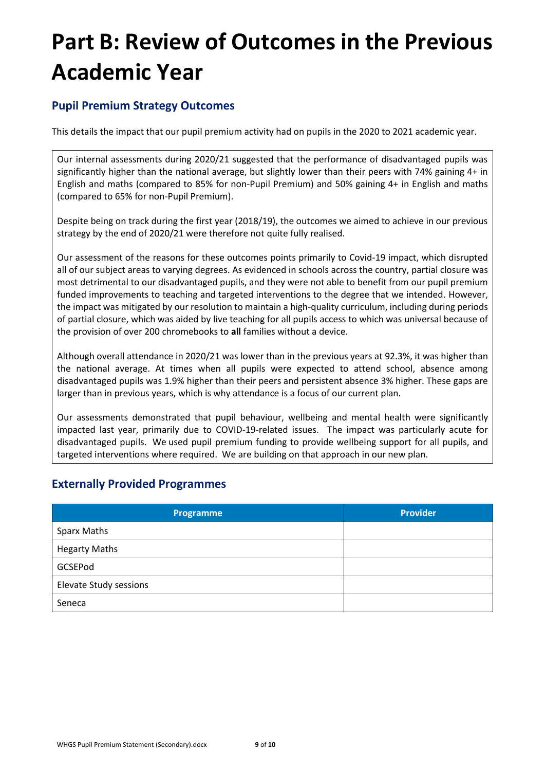# Part B: Review of Outcomes in the Previous Academic Year

## Pupil Premium Strategy Outcomes

This details the impact that our pupil premium activity had on pupils in the 2020 to 2021 academic year.

Our internal assessments during 2020/21 suggested that the performance of disadvantaged pupils was significantly higher than the national average, but slightly lower than their peers with 74% gaining 4+ in English and maths (compared to 85% for non-Pupil Premium) and 50% gaining 4+ in English and maths (compared to 65% for non-Pupil Premium).

Despite being on track during the first year (2018/19), the outcomes we aimed to achieve in our previous strategy by the end of 2020/21 were therefore not quite fully realised.

Our assessment of the reasons for these outcomes points primarily to Covid-19 impact, which disrupted all of our subject areas to varying degrees. As evidenced in schools across the country, partial closure was most detrimental to our disadvantaged pupils, and they were not able to benefit from our pupil premium funded improvements to teaching and targeted interventions to the degree that we intended. However, the impact was mitigated by our resolution to maintain a high-quality curriculum, including during periods of partial closure, which was aided by live teaching for all pupils access to which was universal because of the provision of over 200 chromebooks to **all** families without a device.

Although overall attendance in 2020/21 was lower than in the previous years at 92.3%, it was higher than the national average. At times when all pupils were expected to attend school, absence among disadvantaged pupils was 1.9% higher than their peers and persistent absence 3% higher. These gaps are larger than in previous years, which is why attendance is a focus of our current plan.

Our assessments demonstrated that pupil behaviour, wellbeing and mental health were significantly impacted last year, primarily due to COVID-19-related issues. The impact was particularly acute for disadvantaged pupils. We used pupil premium funding to provide wellbeing support for all pupils, and targeted interventions where required. We are building on that approach in our new plan.

## Externally Provided Programmes

| Programme | Provider |
|---|---|
| Sparx Maths | |
| Hegarty Maths | |
| GCSEPod | |
| Elevate Study sessions | |
| Seneca | |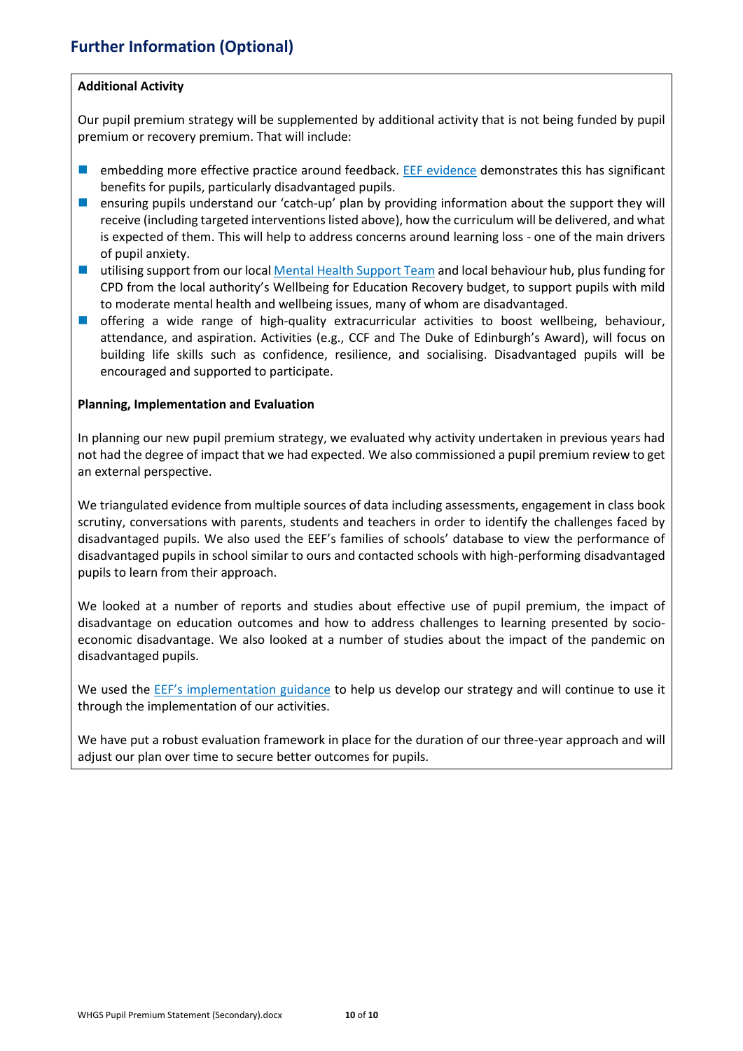## Further Information (Optional)

**Additional Activity**

Our pupil premium strategy will be supplemented by additional activity that is not being funded by pupil premium or recovery premium. That will include:

- embedding more effective practice around feedback. EEF evidence demonstrates this has significant benefits for pupils, particularly disadvantaged pupils.
- ensuring pupils understand our 'catch-up' plan by providing information about the support they will receive (including targeted interventions listed above), how the curriculum will be delivered, and what is expected of them. This will help to address concerns around learning loss - one of the main drivers of pupil anxiety.
- utilising support from our local Mental Health Support Team and local behaviour hub, plus funding for CPD from the local authority's Wellbeing for Education Recovery budget, to support pupils with mild to moderate mental health and wellbeing issues, many of whom are disadvantaged.
- offering a wide range of high-quality extracurricular activities to boost wellbeing, behaviour, attendance, and aspiration. Activities (e.g., CCF and The Duke of Edinburgh's Award), will focus on building life skills such as confidence, resilience, and socialising. Disadvantaged pupils will be encouraged and supported to participate.

**Planning, Implementation and Evaluation**

In planning our new pupil premium strategy, we evaluated why activity undertaken in previous years had not had the degree of impact that we had expected. We also commissioned a pupil premium review to get an external perspective.

We triangulated evidence from multiple sources of data including assessments, engagement in class book scrutiny, conversations with parents, students and teachers in order to identify the challenges faced by disadvantaged pupils. We also used the EEF's families of schools' database to view the performance of disadvantaged pupils in school similar to ours and contacted schools with high-performing disadvantaged pupils to learn from their approach.

We looked at a number of reports and studies about effective use of pupil premium, the impact of disadvantage on education outcomes and how to address challenges to learning presented by socio-economic disadvantage. We also looked at a number of studies about the impact of the pandemic on disadvantaged pupils.

We used the EEF's implementation guidance to help us develop our strategy and will continue to use it through the implementation of our activities.

We have put a robust evaluation framework in place for the duration of our three-year approach and will adjust our plan over time to secure better outcomes for pupils.